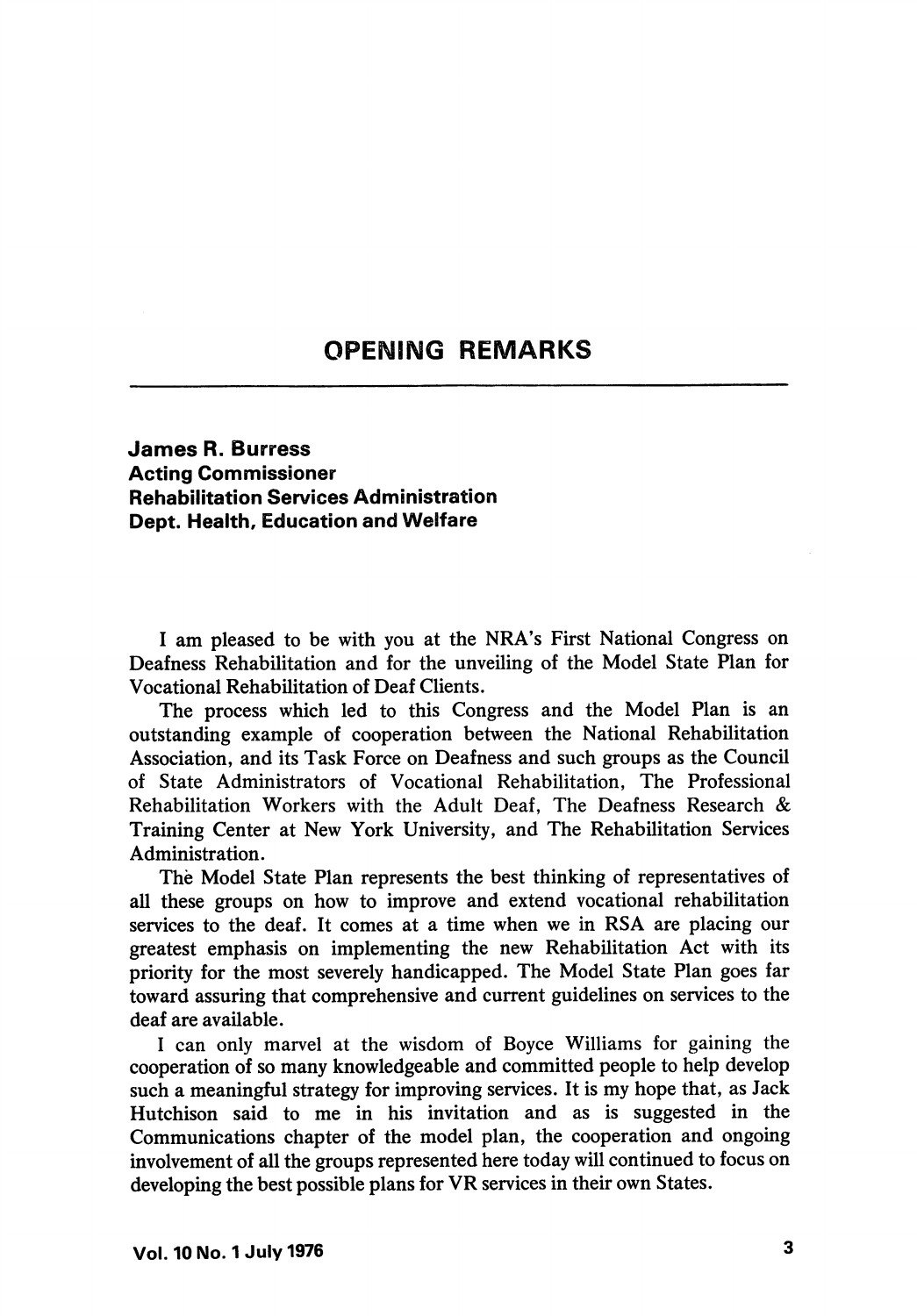# OPENING REMARKS

**James R. Burress**
**Acting Commissioner**
**Rehabilitation Services Administration**
**Dept. Health, Education and Welfare**

I am pleased to be with you at the NRA's First National Congress on Deafness Rehabilitation and for the unveiling of the Model State Plan for Vocational Rehabilitation of Deaf Clients.

The process which led to this Congress and the Model Plan is an outstanding example of cooperation between the National Rehabilitation Association, and its Task Force on Deafness and such groups as the Council of State Administrators of Vocational Rehabilitation, The Professional Rehabilitation Workers with the Adult Deaf, The Deafness Research & Training Center at New York University, and The Rehabilitation Services Administration.

The Model State Plan represents the best thinking of representatives of all these groups on how to improve and extend vocational rehabilitation services to the deaf. It comes at a time when we in RSA are placing our greatest emphasis on implementing the new Rehabilitation Act with its priority for the most severely handicapped. The Model State Plan goes far toward assuring that comprehensive and current guidelines on services to the deaf are available.

I can only marvel at the wisdom of Boyce Williams for gaining the cooperation of so many knowledgeable and committed people to help develop such a meaningful strategy for improving services. It is my hope that, as Jack Hutchison said to me in his invitation and as is suggested in the Communications chapter of the model plan, the cooperation and ongoing involvement of all the groups represented here today will continued to focus on developing the best possible plans for VR services in their own States.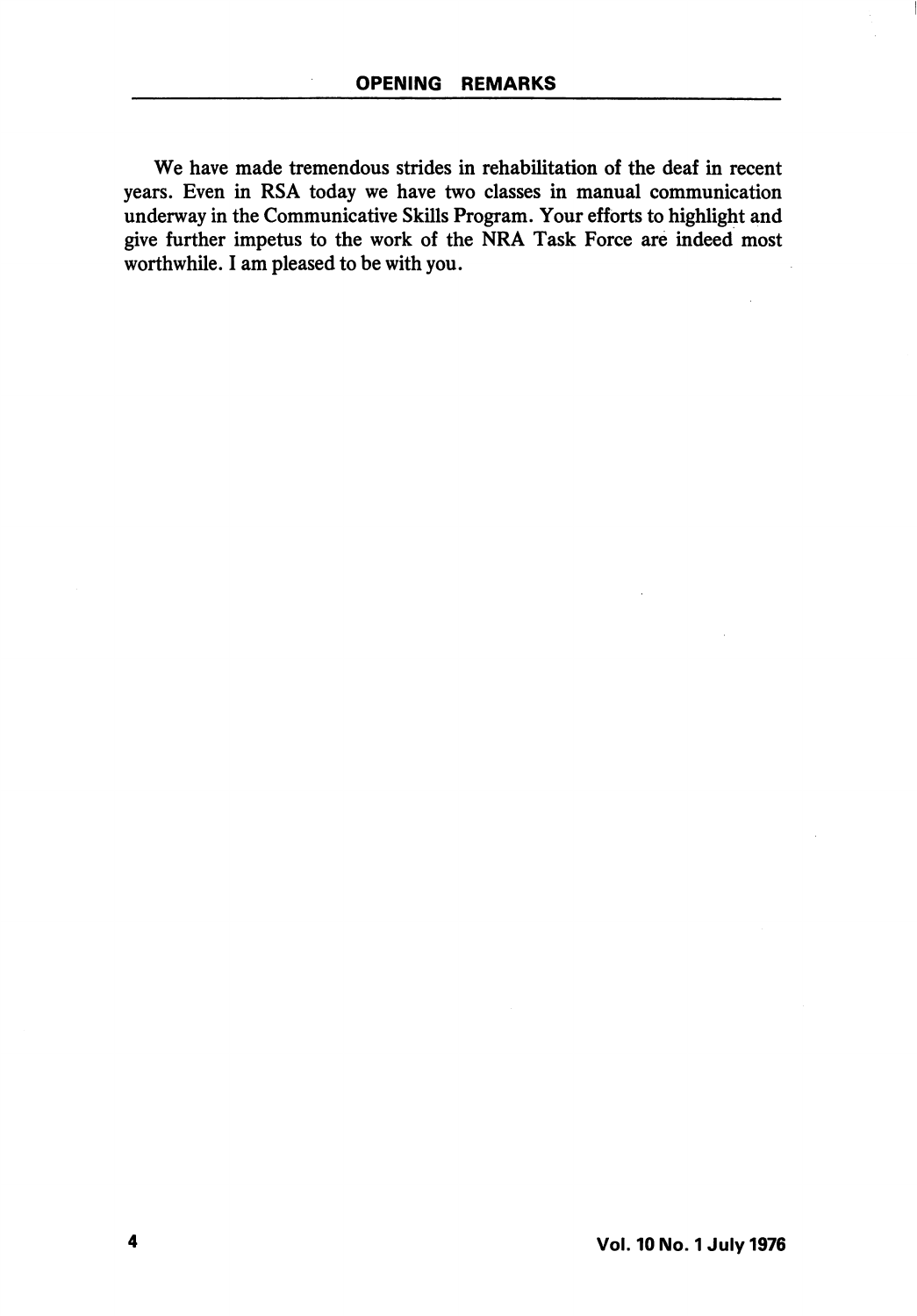We have made tremendous strides in rehabilitation of the deaf in recent years. Even in RSA today we have two classes in manual communication underway in the Communicative Skills Program. Your efforts to highlight and give further impetus to the work of the NRA Task Force are indeed most worthwhile. I am pleased to be with you.